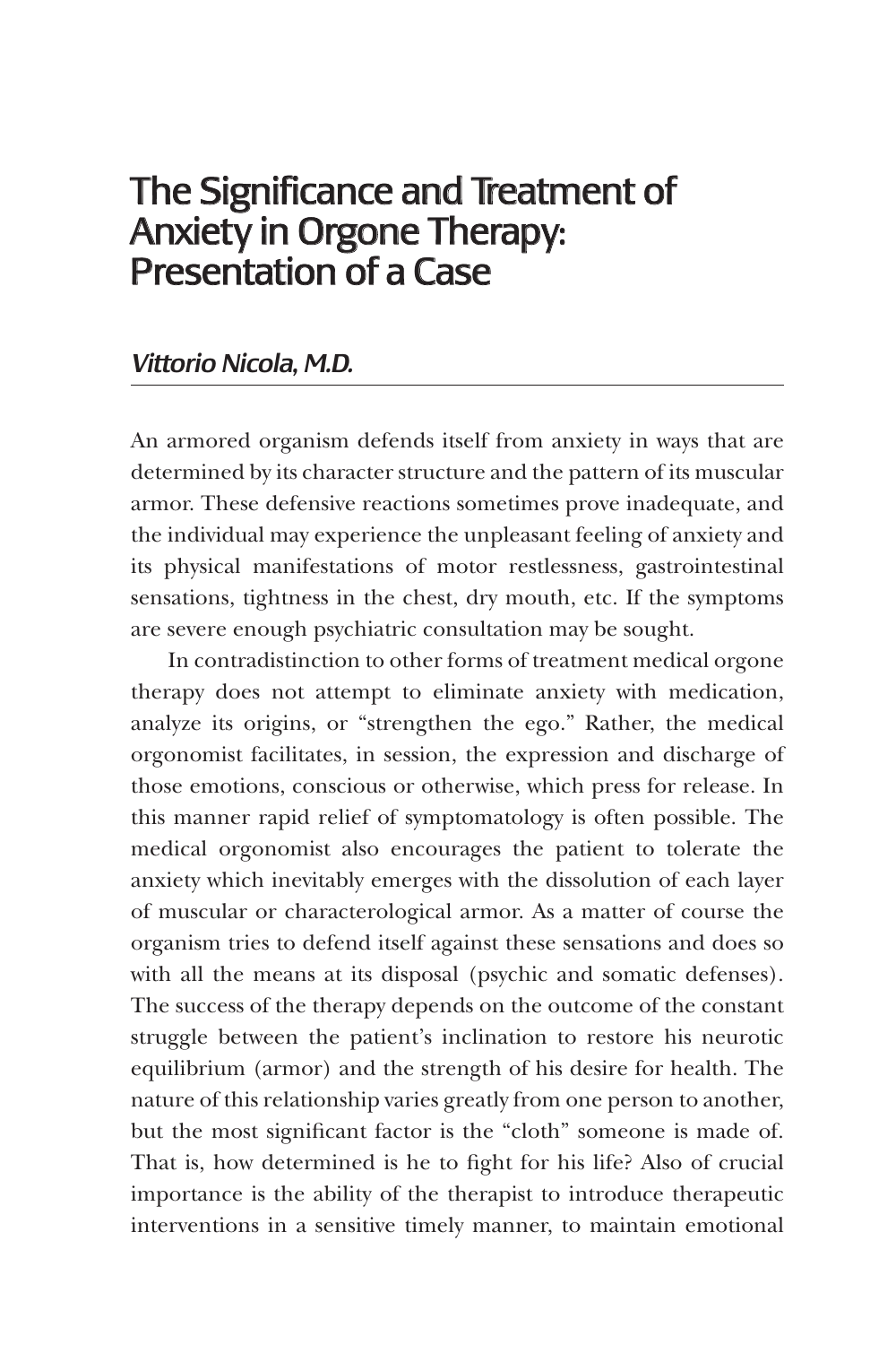# The Significance and Treatment of Anxiety in Orgone Therapy: Presentation of a Case

*Vittorio Nicola, M.D.*

An armored organism defends itself from anxiety in ways that are determined by its character structure and the pattern of its muscular armor. These defensive reactions sometimes prove inadequate, and the individual may experience the unpleasant feeling of anxiety and its physical manifestations of motor restlessness, gastrointestinal sensations, tightness in the chest, dry mouth, etc. If the symptoms are severe enough psychiatric consultation may be sought.

In contradistinction to other forms of treatment medical orgone therapy does not attempt to eliminate anxiety with medication, analyze its origins, or "strengthen the ego." Rather, the medical orgonomist facilitates, in session, the expression and discharge of those emotions, conscious or otherwise, which press for release. In this manner rapid relief of symptomatology is often possible. The medical orgonomist also encourages the patient to tolerate the anxiety which inevitably emerges with the dissolution of each layer of muscular or characterological armor. As a matter of course the organism tries to defend itself against these sensations and does so with all the means at its disposal (psychic and somatic defenses). The success of the therapy depends on the outcome of the constant struggle between the patient's inclination to restore his neurotic equilibrium (armor) and the strength of his desire for health. The nature of this relationship varies greatly from one person to another, but the most significant factor is the "cloth" someone is made of. That is, how determined is he to fight for his life? Also of crucial importance is the ability of the therapist to introduce therapeutic interventions in a sensitive timely manner, to maintain emotional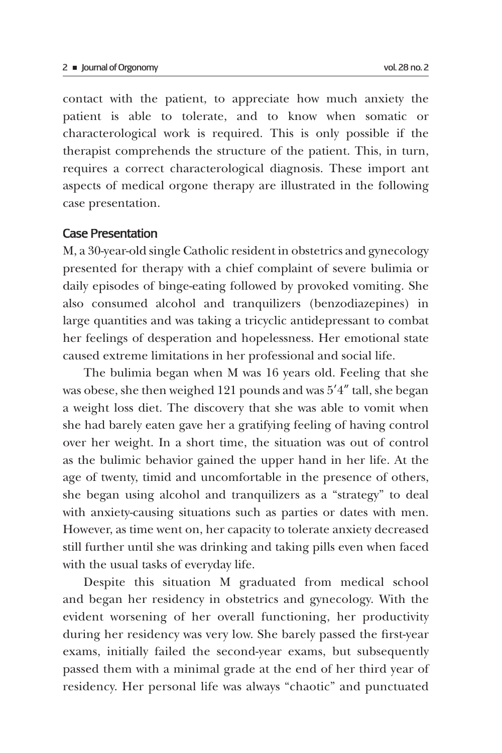contact with the patient, to appreciate how much anxiety the patient is able to tolerate, and to know when somatic or characterological work is required. This is only possible if the therapist comprehends the structure of the patient. This, in turn, requires a correct characterological diagnosis. These import ant aspects of medical orgone therapy are illustrated in the following case presentation.

## Case Presentation

M, a 30-year-old single Catholic resident in obstetrics and gynecology presented for therapy with a chief complaint of severe bulimia or daily episodes of binge-eating followed by provoked vomiting. She also consumed alcohol and tranquilizers (benzodiazepines) in large quantities and was taking a tricyclic antidepressant to combat her feelings of desperation and hopelessness. Her emotional state caused extreme limitations in her professional and social life.

The bulimia began when M was 16 years old. Feeling that she was obese, she then weighed 121 pounds and was 5′4″ tall, she began a weight loss diet. The discovery that she was able to vomit when she had barely eaten gave her a gratifying feeling of having control over her weight. In a short time, the situation was out of control as the bulimic behavior gained the upper hand in her life. At the age of twenty, timid and uncomfortable in the presence of others, she began using alcohol and tranquilizers as a "strategy" to deal with anxiety-causing situations such as parties or dates with men. However, as time went on, her capacity to tolerate anxiety decreased still further until she was drinking and taking pills even when faced with the usual tasks of everyday life.

Despite this situation M graduated from medical school and began her residency in obstetrics and gynecology. With the evident worsening of her overall functioning, her productivity during her residency was very low. She barely passed the first-year exams, initially failed the second-year exams, but subsequently passed them with a minimal grade at the end of her third year of residency. Her personal life was always "chaotic" and punctuated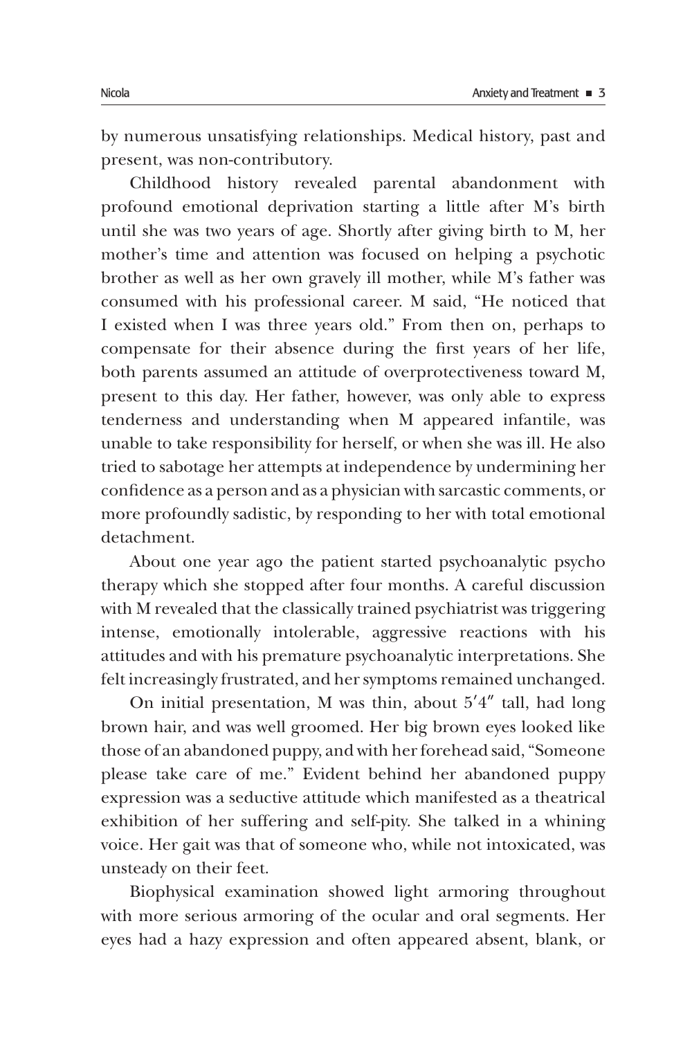by numerous unsatisfying relationships. Medical history, past and present, was non-contributory.

Childhood history revealed parental abandonment with profound emotional deprivation starting a little after M's birth until she was two years of age. Shortly after giving birth to M, her mother's time and attention was focused on helping a psychotic brother as well as her own gravely ill mother, while M's father was consumed with his professional career. M said, "He noticed that I existed when I was three years old." From then on, perhaps to compensate for their absence during the first years of her life, both parents assumed an attitude of overprotectiveness toward M, present to this day. Her father, however, was only able to express tenderness and understanding when M appeared infantile, was unable to take responsibility for herself, or when she was ill. He also tried to sabotage her attempts at independence by undermining her confidence as a person and as a physician with sarcastic comments, or more profoundly sadistic, by responding to her with total emotional detachment.

About one year ago the patient started psychoanalytic psycho therapy which she stopped after four months. A careful discussion with M revealed that the classically trained psychiatrist was triggering intense, emotionally intolerable, aggressive reactions with his attitudes and with his premature psychoanalytic interpretations. She felt increasingly frustrated, and her symptoms remained unchanged.

On initial presentation, M was thin, about 5′4″ tall, had long brown hair, and was well groomed. Her big brown eyes looked like those of an abandoned puppy, and with her forehead said, "Someone please take care of me." Evident behind her abandoned puppy expression was a seductive attitude which manifested as a theatrical exhibition of her suffering and self-pity. She talked in a whining voice. Her gait was that of someone who, while not intoxicated, was unsteady on their feet.

Biophysical examination showed light armoring throughout with more serious armoring of the ocular and oral segments. Her eyes had a hazy expression and often appeared absent, blank, or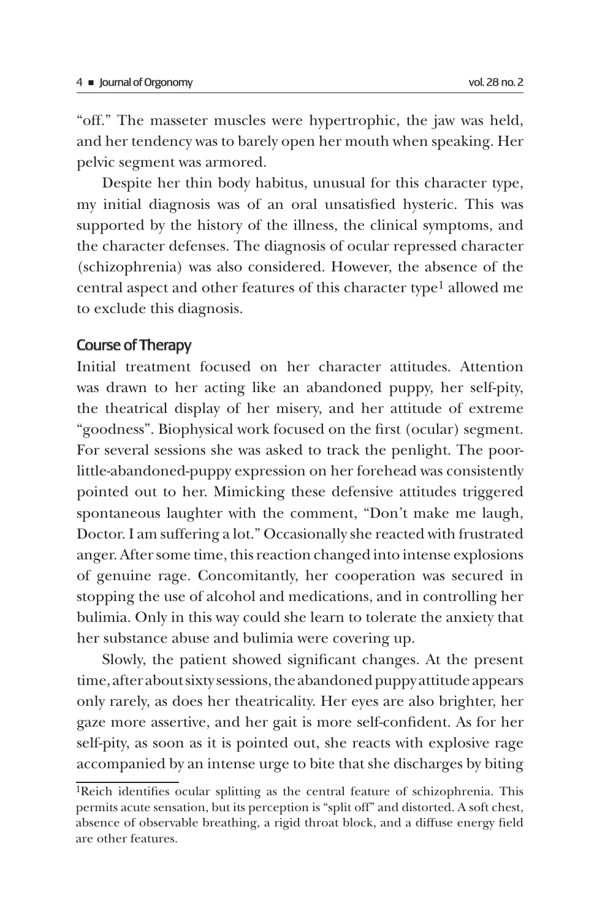"off." The masseter muscles were hypertrophic, the jaw was held, and her tendency was to barely open her mouth when speaking. Her pelvic segment was armored.

Despite her thin body habitus, unusual for this character type, my initial diagnosis was of an oral unsatisfied hysteric. This was supported by the history of the illness, the clinical symptoms, and the character defenses. The diagnosis of ocular repressed character (schizophrenia) was also considered. However, the absence of the central aspect and other features of this character type[1] allowed me to exclude this diagnosis.

## Course of Therapy

Initial treatment focused on her character attitudes. Attention was drawn to her acting like an abandoned puppy, her self-pity, the theatrical display of her misery, and her attitude of extreme "goodness". Biophysical work focused on the first (ocular) segment. For several sessions she was asked to track the penlight. The poor-little-abandoned-puppy expression on her forehead was consistently pointed out to her. Mimicking these defensive attitudes triggered spontaneous laughter with the comment, "Don't make me laugh, Doctor. I am suffering a lot." Occasionally she reacted with frustrated anger. After some time, this reaction changed into intense explosions of genuine rage. Concomitantly, her cooperation was secured in stopping the use of alcohol and medications, and in controlling her bulimia. Only in this way could she learn to tolerate the anxiety that her substance abuse and bulimia were covering up.

Slowly, the patient showed significant changes. At the present time, after about sixty sessions, the abandoned puppy attitude appears only rarely, as does her theatricality. Her eyes are also brighter, her gaze more assertive, and her gait is more self-confident. As for her self-pity, as soon as it is pointed out, she reacts with explosive rage accompanied by an intense urge to bite that she discharges by biting

[1]Reich identifies ocular splitting as the central feature of schizophrenia. This permits acute sensation, but its perception is "split off" and distorted. A soft chest, absence of observable breathing, a rigid throat block, and a diffuse energy field are other features.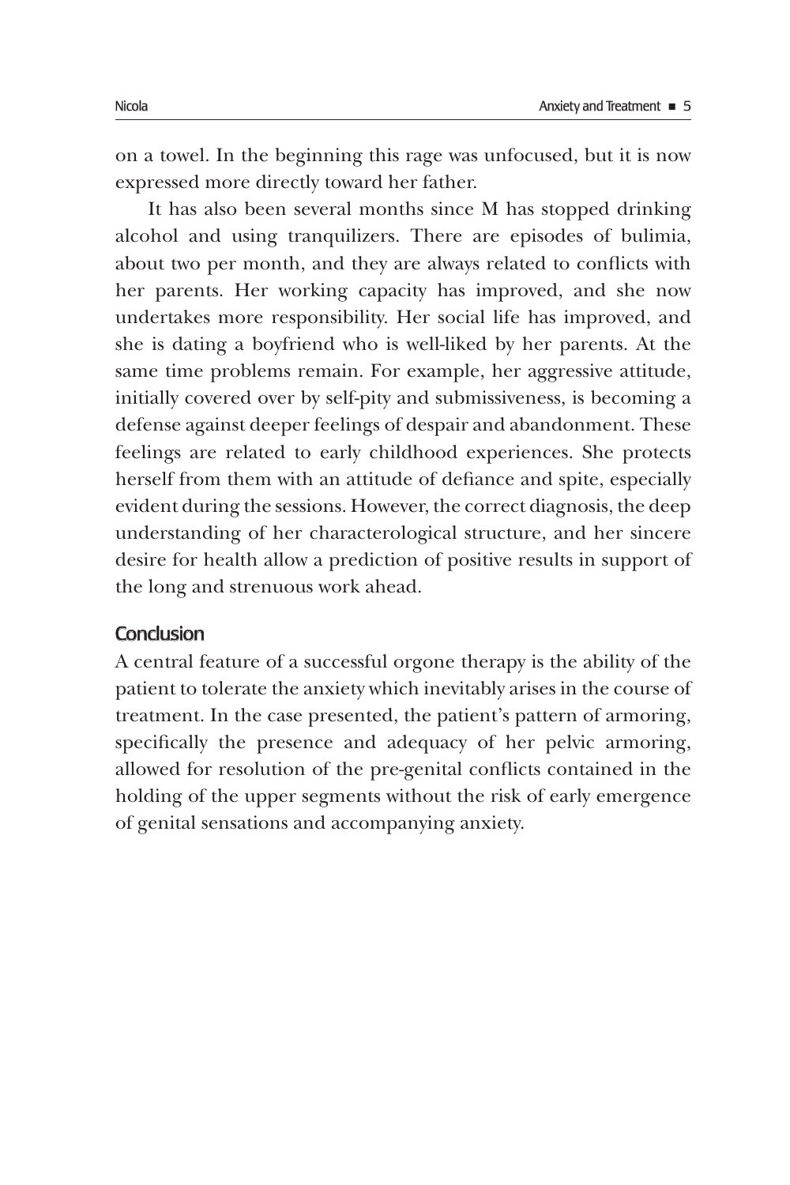on a towel. In the beginning this rage was unfocused, but it is now expressed more directly toward her father.

It has also been several months since M has stopped drinking alcohol and using tranquilizers. There are episodes of bulimia, about two per month, and they are always related to conflicts with her parents. Her working capacity has improved, and she now undertakes more responsibility. Her social life has improved, and she is dating a boyfriend who is well-liked by her parents. At the same time problems remain. For example, her aggressive attitude, initially covered over by self-pity and submissiveness, is becoming a defense against deeper feelings of despair and abandonment. These feelings are related to early childhood experiences. She protects herself from them with an attitude of defiance and spite, especially evident during the sessions. However, the correct diagnosis, the deep understanding of her characterological structure, and her sincere desire for health allow a prediction of positive results in support of the long and strenuous work ahead.

## Conclusion

A central feature of a successful orgone therapy is the ability of the patient to tolerate the anxiety which inevitably arises in the course of treatment. In the case presented, the patient's pattern of armoring, specifically the presence and adequacy of her pelvic armoring, allowed for resolution of the pre-genital conflicts contained in the holding of the upper segments without the risk of early emergence of genital sensations and accompanying anxiety.